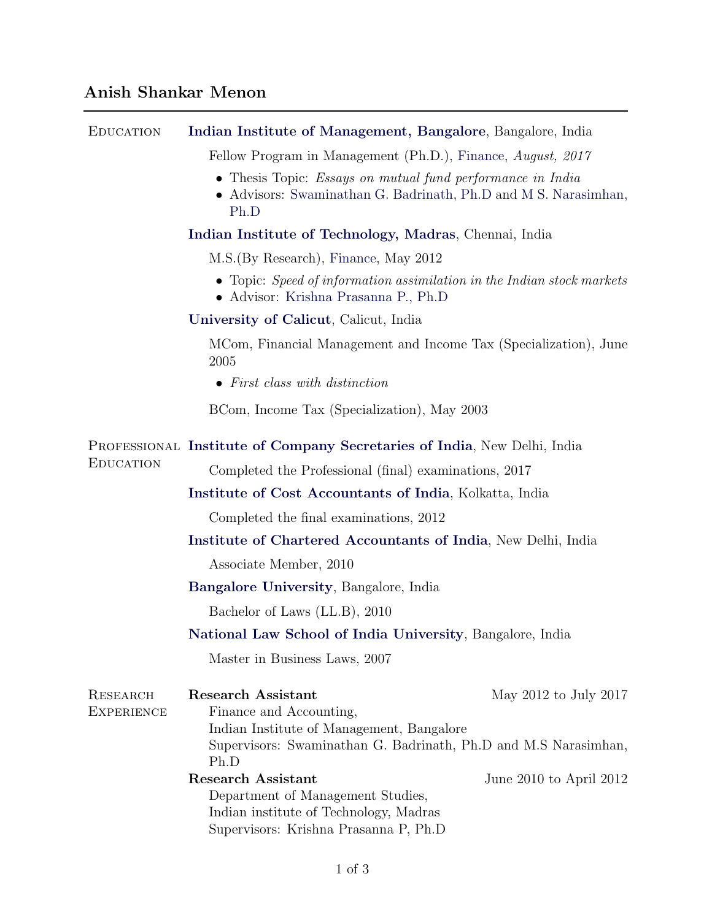# Anish Shankar Menon

## Education

**Indian Institute of Management, Bangalore**, Bangalore, India

Fellow Program in Management (Ph.D.), Finance, *August, 2017*

- Thesis Topic: *Essays on mutual fund performance in India*
- Advisors: Swaminathan G. Badrinath, Ph.D and M S. Narasimhan, Ph.D

**Indian Institute of Technology, Madras**, Chennai, India

M.S.(By Research), Finance, May 2012

- Topic: *Speed of information assimilation in the Indian stock markets*
- Advisor: Krishna Prasanna P., Ph.D

**University of Calicut**, Calicut, India

MCom, Financial Management and Income Tax (Specialization), June 2005

- *First class with distinction*

BCom, Income Tax (Specialization), May 2003

## Professional Education

**Institute of Company Secretaries of India**, New Delhi, India

Completed the Professional (final) examinations, 2017

**Institute of Cost Accountants of India**, Kolkatta, India

Completed the final examinations, 2012

**Institute of Chartered Accountants of India**, New Delhi, India

Associate Member, 2010

**Bangalore University**, Bangalore, India

Bachelor of Laws (LL.B), 2010

**National Law School of India University**, Bangalore, India

Master in Business Laws, 2007

## Research Experience

**Research Assistant** — May 2012 to July 2017

Finance and Accounting,
Indian Institute of Management, Bangalore
Supervisors: Swaminathan G. Badrinath, Ph.D and M.S Narasimhan, Ph.D

**Research Assistant** — June 2010 to April 2012

Department of Management Studies,
Indian institute of Technology, Madras
Supervisors: Krishna Prasanna P, Ph.D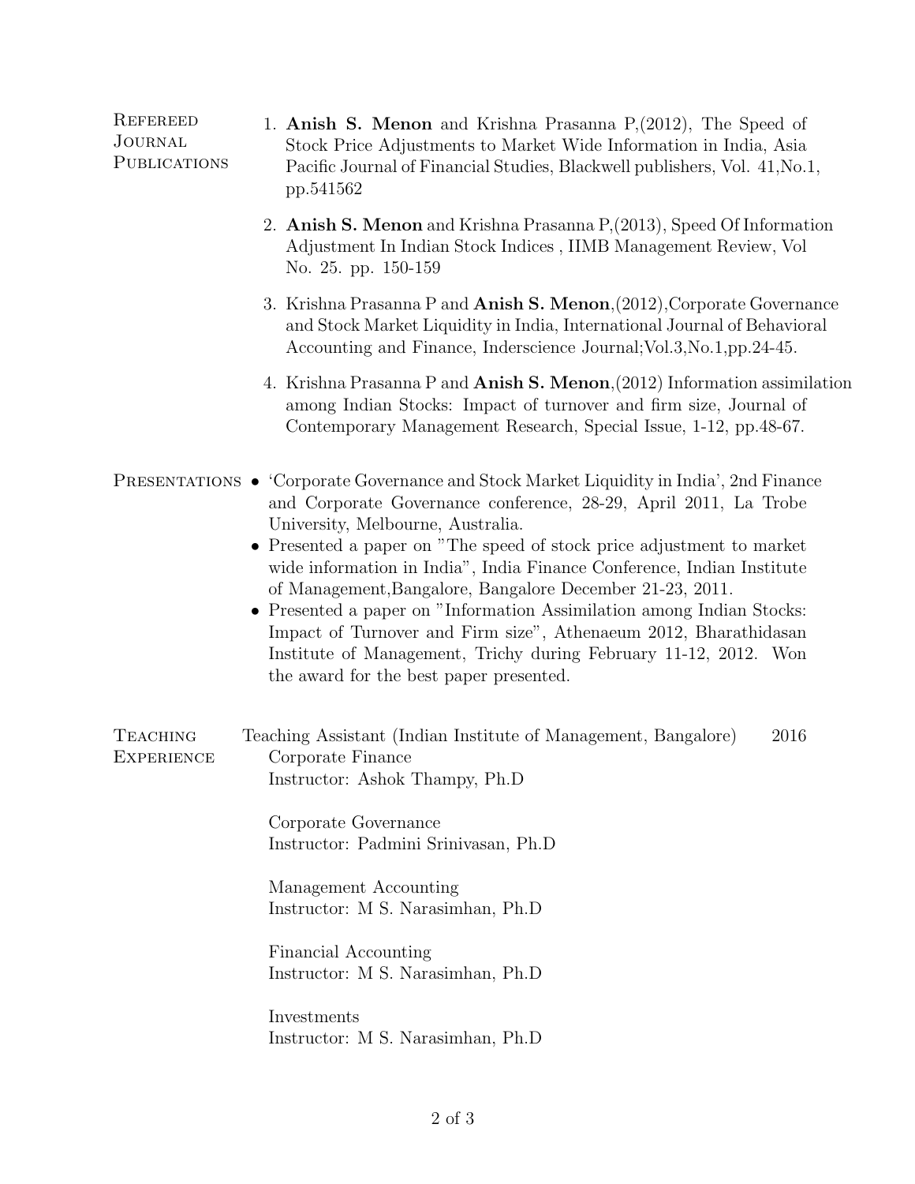## Refereed Journal Publications

1. **Anish S. Menon** and Krishna Prasanna P,(2012), The Speed of Stock Price Adjustments to Market Wide Information in India, Asia Pacific Journal of Financial Studies, Blackwell publishers, Vol. 41,No.1, pp.541562
2. **Anish S. Menon** and Krishna Prasanna P,(2013), Speed Of Information Adjustment In Indian Stock Indices , IIMB Management Review, Vol No. 25. pp. 150-159
3. Krishna Prasanna P and **Anish S. Menon**,(2012),Corporate Governance and Stock Market Liquidity in India, International Journal of Behavioral Accounting and Finance, Inderscience Journal;Vol.3,No.1,pp.24-45.
4. Krishna Prasanna P and **Anish S. Menon**,(2012) Information assimilation among Indian Stocks: Impact of turnover and firm size, Journal of Contemporary Management Research, Special Issue, 1-12, pp.48-67.

## Presentations

- 'Corporate Governance and Stock Market Liquidity in India', 2nd Finance and Corporate Governance conference, 28-29, April 2011, La Trobe University, Melbourne, Australia.
- Presented a paper on "The speed of stock price adjustment to market wide information in India", India Finance Conference, Indian Institute of Management,Bangalore, Bangalore December 21-23, 2011.
- Presented a paper on "Information Assimilation among Indian Stocks: Impact of Turnover and Firm size", Athenaeum 2012, Bharathidasan Institute of Management, Trichy during February 11-12, 2012. Won the award for the best paper presented.

## Teaching Experience

Teaching Assistant (Indian Institute of Management, Bangalore) 2016

Corporate Finance
Instructor: Ashok Thampy, Ph.D

Corporate Governance
Instructor: Padmini Srinivasan, Ph.D

Management Accounting
Instructor: M S. Narasimhan, Ph.D

Financial Accounting
Instructor: M S. Narasimhan, Ph.D

Investments
Instructor: M S. Narasimhan, Ph.D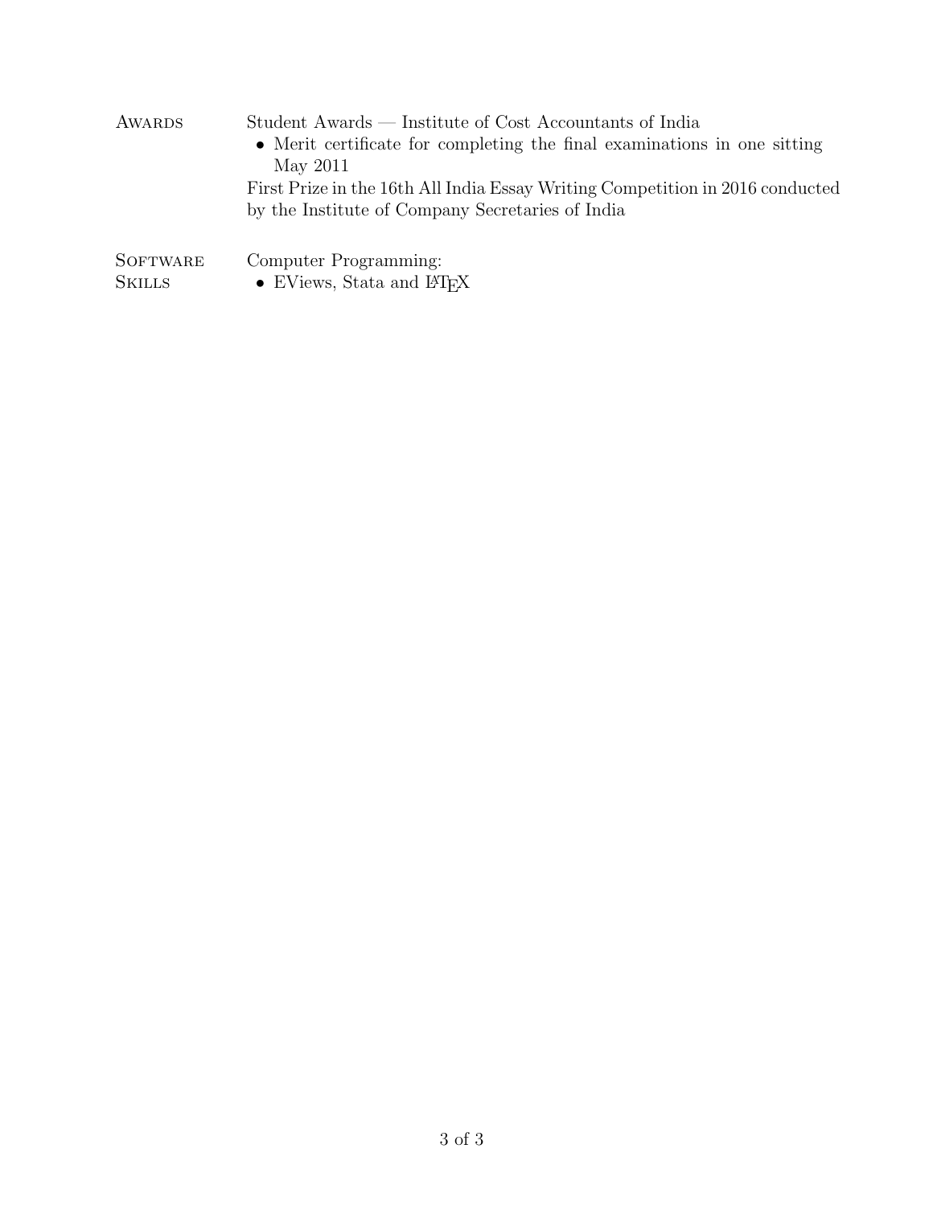## Awards

Student Awards — Institute of Cost Accountants of India

- Merit certificate for completing the final examinations in one sitting May 2011

First Prize in the 16th All India Essay Writing Competition in 2016 conducted by the Institute of Company Secretaries of India

## Software Skills

Computer Programming:

- EViews, Stata and LaTeX